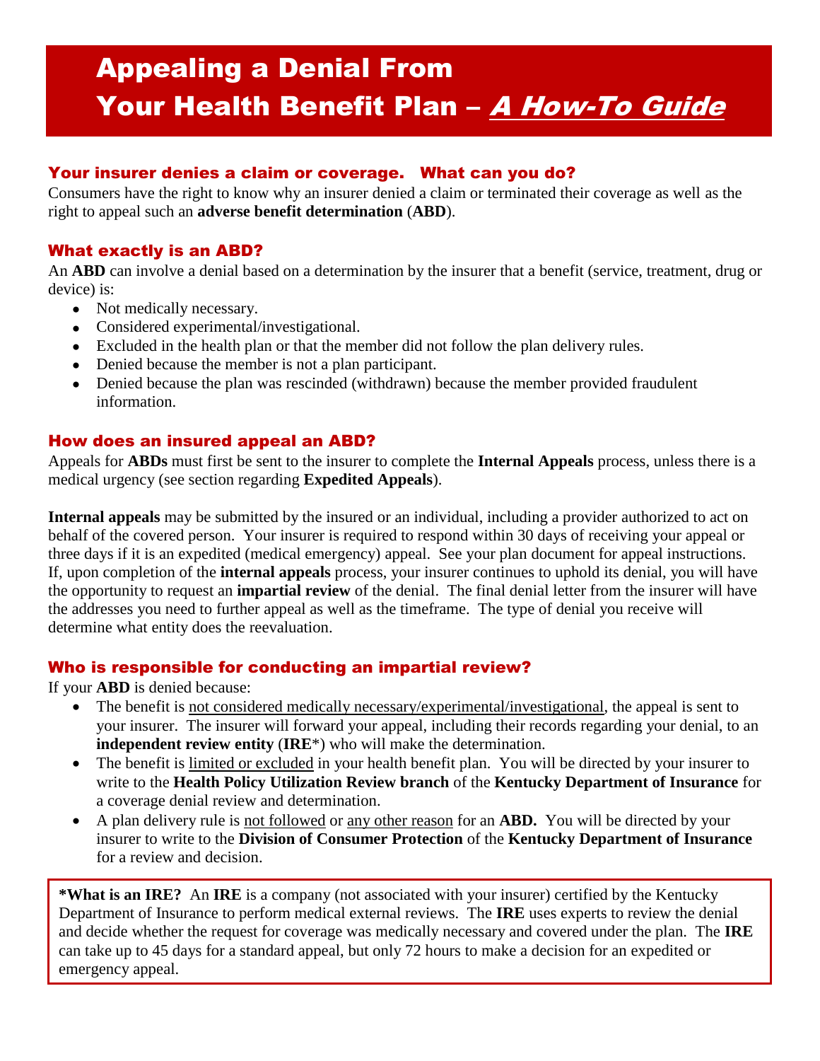# Appealing a Denial From Your Health Benefit Plan – *A How-To Guide*

## Your insurer denies a claim or coverage. What can you do?

Consumers have the right to know why an insurer denied a claim or terminated their coverage as well as the right to appeal such an **adverse benefit determination** (**ABD**).

## What exactly is an ABD?

An **ABD** can involve a denial based on a determination by the insurer that a benefit (service, treatment, drug or device) is:

- Not medically necessary.
- Considered experimental/investigational.
- Excluded in the health plan or that the member did not follow the plan delivery rules.
- Denied because the member is not a plan participant.
- Denied because the plan was rescinded (withdrawn) because the member provided fraudulent information.

## How does an insured appeal an ABD?

Appeals for **ABDs** must first be sent to the insurer to complete the **Internal Appeals** process, unless there is a medical urgency (see section regarding **Expedited Appeals**).

**Internal appeals** may be submitted by the insured or an individual, including a provider authorized to act on behalf of the covered person. Your insurer is required to respond within 30 days of receiving your appeal or three days if it is an expedited (medical emergency) appeal. See your plan document for appeal instructions. If, upon completion of the **internal appeals** process, your insurer continues to uphold its denial, you will have the opportunity to request an **impartial review** of the denial. The final denial letter from the insurer will have the addresses you need to further appeal as well as the timeframe. The type of denial you receive will determine what entity does the reevaluation.

## Who is responsible for conducting an impartial review?

If your **ABD** is denied because:

- The benefit is not considered medically necessary/experimental/investigational, the appeal is sent to your insurer. The insurer will forward your appeal, including their records regarding your denial, to an **independent review entity** (**IRE**\*) who will make the determination.
- The benefit is limited or excluded in your health benefit plan. You will be directed by your insurer to write to the **Health Policy Utilization Review branch** of the **Kentucky Department of Insurance** for a coverage denial review and determination.
- A plan delivery rule is not followed or any other reason for an **ABD.** You will be directed by your insurer to write to the **Division of Consumer Protection** of the **Kentucky Department of Insurance** for a review and decision.

**\*What is an IRE?** An **IRE** is a company (not associated with your insurer) certified by the Kentucky Department of Insurance to perform medical external reviews. The **IRE** uses experts to review the denial and decide whether the request for coverage was medically necessary and covered under the plan. The **IRE** can take up to 45 days for a standard appeal, but only 72 hours to make a decision for an expedited or emergency appeal.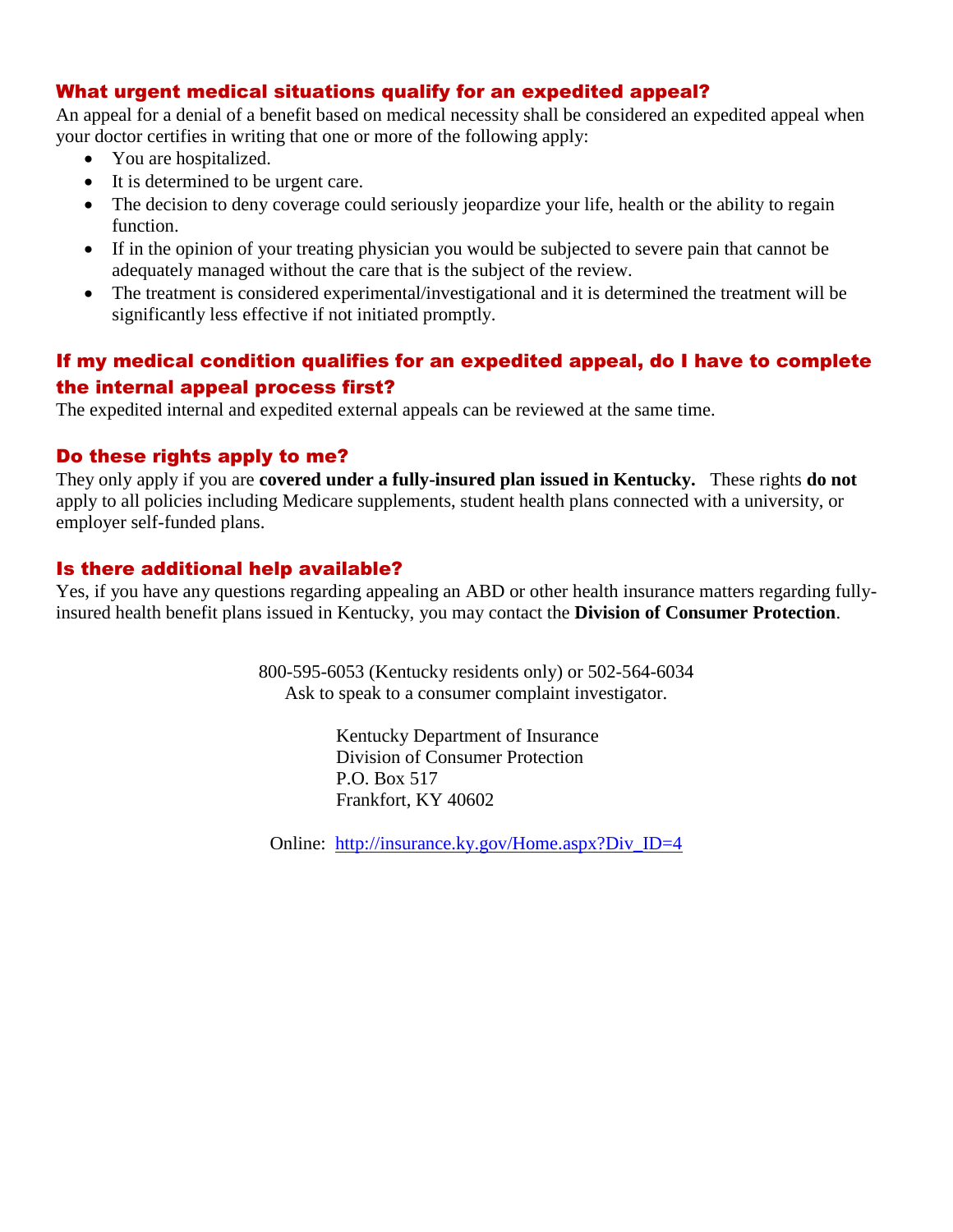### What urgent medical situations qualify for an expedited appeal?

An appeal for a denial of a benefit based on medical necessity shall be considered an expedited appeal when your doctor certifies in writing that one or more of the following apply:

- You are hospitalized.
- It is determined to be urgent care.
- The decision to deny coverage could seriously jeopardize your life, health or the ability to regain function.
- If in the opinion of your treating physician you would be subjected to severe pain that cannot be adequately managed without the care that is the subject of the review.
- The treatment is considered experimental/investigational and it is determined the treatment will be significantly less effective if not initiated promptly.

### If my medical condition qualifies for an expedited appeal, do I have to complete the internal appeal process first?

The expedited internal and expedited external appeals can be reviewed at the same time.

### Do these rights apply to me?

They only apply if you are **covered under a fully-insured plan issued in Kentucky.** These rights **do not** apply to all policies including Medicare supplements, student health plans connected with a university, or employer self-funded plans.

### Is there additional help available?

Yes, if you have any questions regarding appealing an ABD or other health insurance matters regarding fully-insured health benefit plans issued in Kentucky, you may contact the **Division of Consumer Protection**.

800-595-6053 (Kentucky residents only) or 502-564-6034
Ask to speak to a consumer complaint investigator.

Kentucky Department of Insurance
Division of Consumer Protection
P.O. Box 517
Frankfort, KY 40602

Online: http://insurance.ky.gov/Home.aspx?Div_ID=4